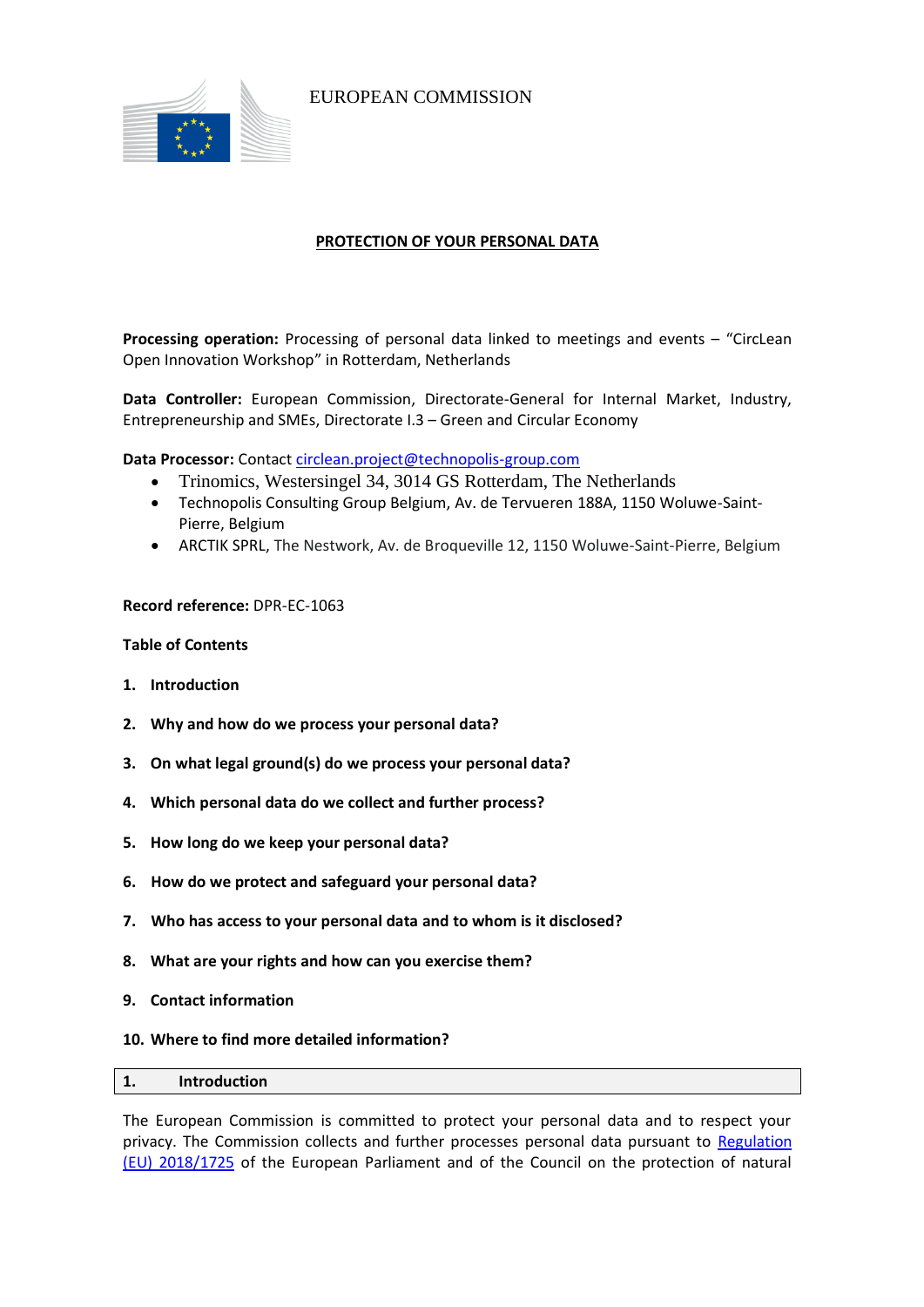EUROPEAN COMMISSION

# PROTECTION OF YOUR PERSONAL DATA

**Processing operation:** Processing of personal data linked to meetings and events – "CircLean Open Innovation Workshop" in Rotterdam, Netherlands

**Data Controller:** European Commission, Directorate-General for Internal Market, Industry, Entrepreneurship and SMEs, Directorate I.3 – Green and Circular Economy

**Data Processor:** Contact circlean.project@technopolis-group.com

- Trinomics, Westersingel 34, 3014 GS Rotterdam, The Netherlands
- Technopolis Consulting Group Belgium, Av. de Tervueren 188A, 1150 Woluwe-Saint-Pierre, Belgium
- ARCTIK SPRL, The Nestwork, Av. de Broqueville 12, 1150 Woluwe-Saint-Pierre, Belgium

**Record reference:** DPR-EC-1063

**Table of Contents**

1. **Introduction**
2. **Why and how do we process your personal data?**
3. **On what legal ground(s) do we process your personal data?**
4. **Which personal data do we collect and further process?**
5. **How long do we keep your personal data?**
6. **How do we protect and safeguard your personal data?**
7. **Who has access to your personal data and to whom is it disclosed?**
8. **What are your rights and how can you exercise them?**
9. **Contact information**
10. **Where to find more detailed information?**

## 1. Introduction

The European Commission is committed to protect your personal data and to respect your privacy. The Commission collects and further processes personal data pursuant to Regulation (EU) 2018/1725 of the European Parliament and of the Council on the protection of natural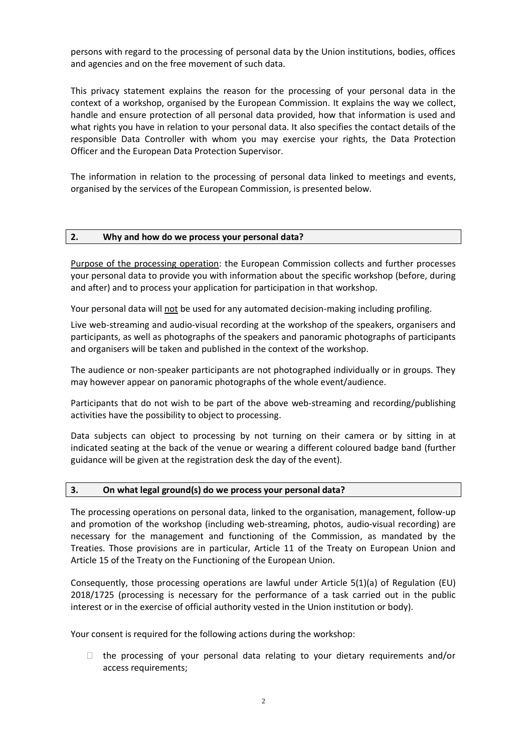persons with regard to the processing of personal data by the Union institutions, bodies, offices and agencies and on the free movement of such data.

This privacy statement explains the reason for the processing of your personal data in the context of a workshop, organised by the European Commission. It explains the way we collect, handle and ensure protection of all personal data provided, how that information is used and what rights you have in relation to your personal data. It also specifies the contact details of the responsible Data Controller with whom you may exercise your rights, the Data Protection Officer and the European Data Protection Supervisor.

The information in relation to the processing of personal data linked to meetings and events, organised by the services of the European Commission, is presented below.

## 2. Why and how do we process your personal data?

Purpose of the processing operation: the European Commission collects and further processes your personal data to provide you with information about the specific workshop (before, during and after) and to process your application for participation in that workshop.

Your personal data will not be used for any automated decision-making including profiling.

Live web-streaming and audio-visual recording at the workshop of the speakers, organisers and participants, as well as photographs of the speakers and panoramic photographs of participants and organisers will be taken and published in the context of the workshop.

The audience or non-speaker participants are not photographed individually or in groups. They may however appear on panoramic photographs of the whole event/audience.

Participants that do not wish to be part of the above web-streaming and recording/publishing activities have the possibility to object to processing.

Data subjects can object to processing by not turning on their camera or by sitting in at indicated seating at the back of the venue or wearing a different coloured badge band (further guidance will be given at the registration desk the day of the event).

## 3. On what legal ground(s) do we process your personal data?

The processing operations on personal data, linked to the organisation, management, follow-up and promotion of the workshop (including web-streaming, photos, audio-visual recording) are necessary for the management and functioning of the Commission, as mandated by the Treaties. Those provisions are in particular, Article 11 of the Treaty on European Union and Article 15 of the Treaty on the Functioning of the European Union.

Consequently, those processing operations are lawful under Article 5(1)(a) of Regulation (EU) 2018/1725 (processing is necessary for the performance of a task carried out in the public interest or in the exercise of official authority vested in the Union institution or body).

Your consent is required for the following actions during the workshop:

- the processing of your personal data relating to your dietary requirements and/or access requirements;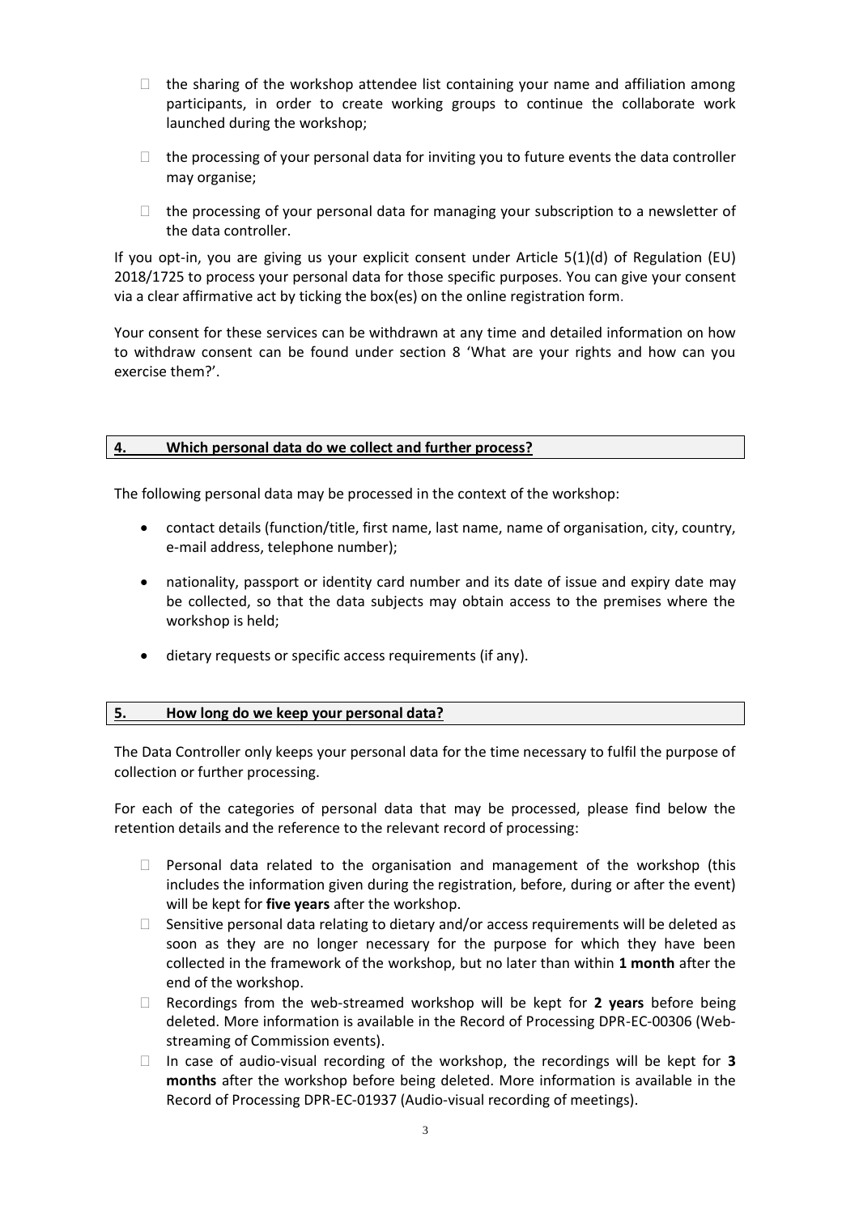- the sharing of the workshop attendee list containing your name and affiliation among participants, in order to create working groups to continue the collaborate work launched during the workshop;
- the processing of your personal data for inviting you to future events the data controller may organise;
- the processing of your personal data for managing your subscription to a newsletter of the data controller.

If you opt-in, you are giving us your explicit consent under Article 5(1)(d) of Regulation (EU) 2018/1725 to process your personal data for those specific purposes. You can give your consent via a clear affirmative act by ticking the box(es) on the online registration form.

Your consent for these services can be withdrawn at any time and detailed information on how to withdraw consent can be found under section 8 'What are your rights and how can you exercise them?'.

## 4. Which personal data do we collect and further process?

The following personal data may be processed in the context of the workshop:

- contact details (function/title, first name, last name, name of organisation, city, country, e-mail address, telephone number);
- nationality, passport or identity card number and its date of issue and expiry date may be collected, so that the data subjects may obtain access to the premises where the workshop is held;
- dietary requests or specific access requirements (if any).

## 5. How long do we keep your personal data?

The Data Controller only keeps your personal data for the time necessary to fulfil the purpose of collection or further processing.

For each of the categories of personal data that may be processed, please find below the retention details and the reference to the relevant record of processing:

- Personal data related to the organisation and management of the workshop (this includes the information given during the registration, before, during or after the event) will be kept for **five years** after the workshop.
- Sensitive personal data relating to dietary and/or access requirements will be deleted as soon as they are no longer necessary for the purpose for which they have been collected in the framework of the workshop, but no later than within **1 month** after the end of the workshop.
- Recordings from the web-streamed workshop will be kept for **2 years** before being deleted. More information is available in the Record of Processing DPR-EC-00306 (Web-streaming of Commission events).
- In case of audio-visual recording of the workshop, the recordings will be kept for **3 months** after the workshop before being deleted. More information is available in the Record of Processing DPR-EC-01937 (Audio-visual recording of meetings).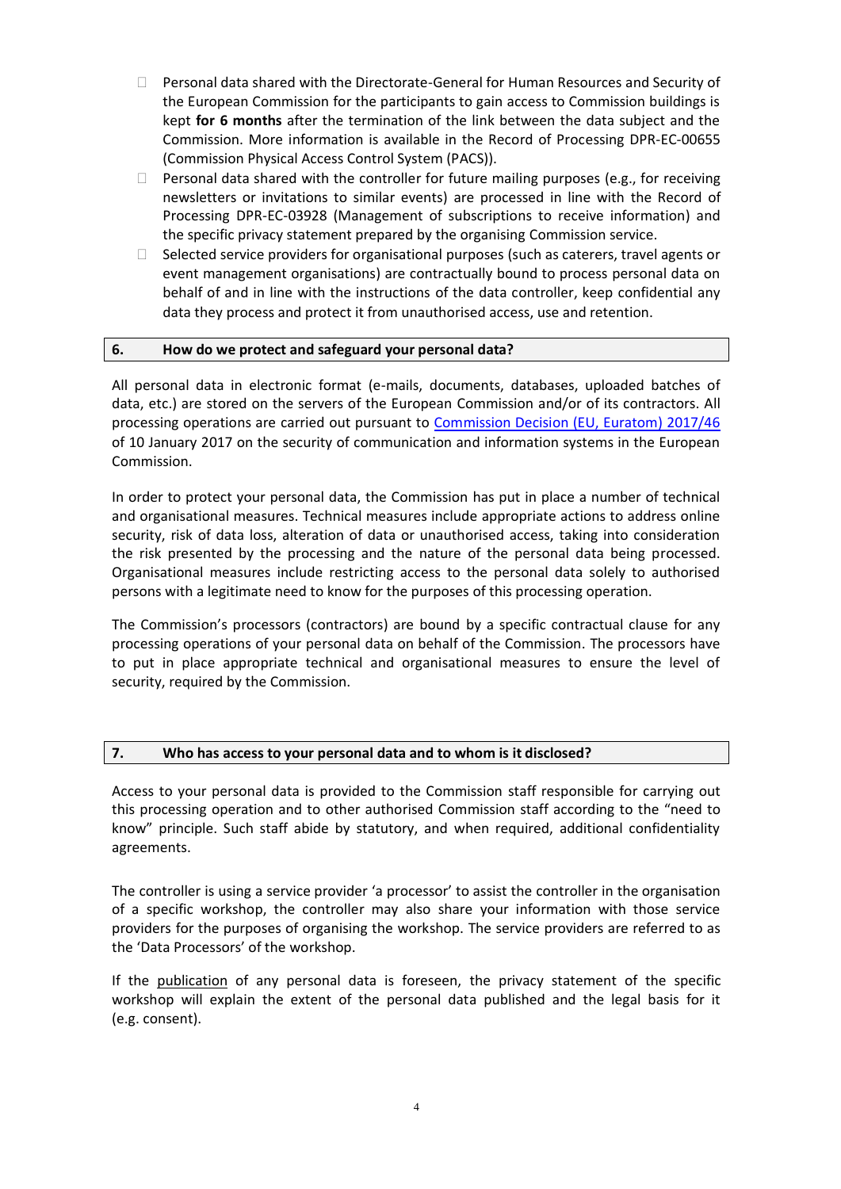- Personal data shared with the Directorate-General for Human Resources and Security of the European Commission for the participants to gain access to Commission buildings is kept **for 6 months** after the termination of the link between the data subject and the Commission. More information is available in the Record of Processing DPR-EC-00655 (Commission Physical Access Control System (PACS)).
- Personal data shared with the controller for future mailing purposes (e.g., for receiving newsletters or invitations to similar events) are processed in line with the Record of Processing DPR-EC-03928 (Management of subscriptions to receive information) and the specific privacy statement prepared by the organising Commission service.
- Selected service providers for organisational purposes (such as caterers, travel agents or event management organisations) are contractually bound to process personal data on behalf of and in line with the instructions of the data controller, keep confidential any data they process and protect it from unauthorised access, use and retention.

## 6. How do we protect and safeguard your personal data?

All personal data in electronic format (e-mails, documents, databases, uploaded batches of data, etc.) are stored on the servers of the European Commission and/or of its contractors. All processing operations are carried out pursuant to Commission Decision (EU, Euratom) 2017/46 of 10 January 2017 on the security of communication and information systems in the European Commission.

In order to protect your personal data, the Commission has put in place a number of technical and organisational measures. Technical measures include appropriate actions to address online security, risk of data loss, alteration of data or unauthorised access, taking into consideration the risk presented by the processing and the nature of the personal data being processed. Organisational measures include restricting access to the personal data solely to authorised persons with a legitimate need to know for the purposes of this processing operation.

The Commission's processors (contractors) are bound by a specific contractual clause for any processing operations of your personal data on behalf of the Commission. The processors have to put in place appropriate technical and organisational measures to ensure the level of security, required by the Commission.

## 7. Who has access to your personal data and to whom is it disclosed?

Access to your personal data is provided to the Commission staff responsible for carrying out this processing operation and to other authorised Commission staff according to the "need to know" principle. Such staff abide by statutory, and when required, additional confidentiality agreements.

The controller is using a service provider 'a processor' to assist the controller in the organisation of a specific workshop, the controller may also share your information with those service providers for the purposes of organising the workshop. The service providers are referred to as the 'Data Processors' of the workshop.

If the publication of any personal data is foreseen, the privacy statement of the specific workshop will explain the extent of the personal data published and the legal basis for it (e.g. consent).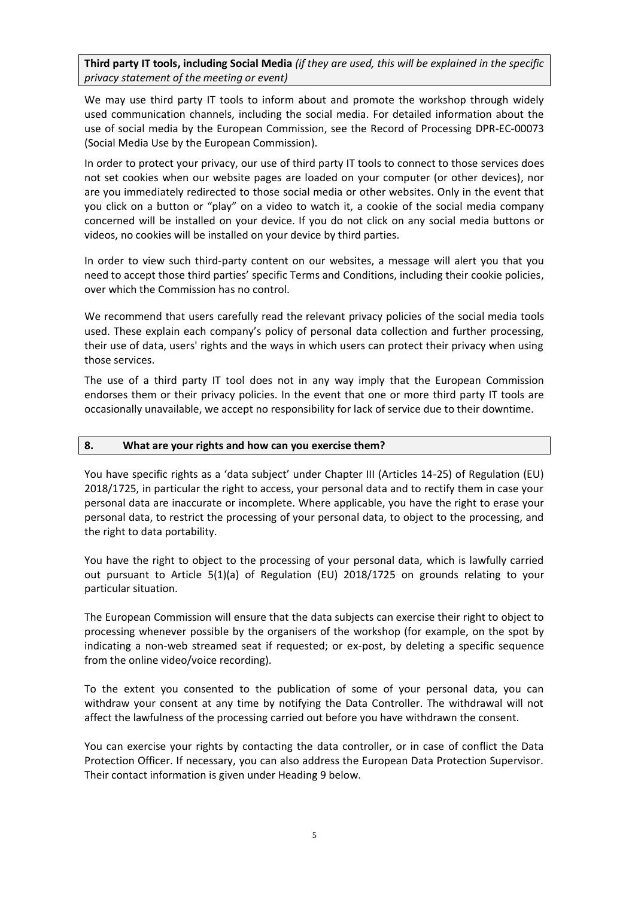**Third party IT tools, including Social Media** *(if they are used, this will be explained in the specific privacy statement of the meeting or event)*

We may use third party IT tools to inform about and promote the workshop through widely used communication channels, including the social media. For detailed information about the use of social media by the European Commission, see the Record of Processing DPR-EC-00073 (Social Media Use by the European Commission).

In order to protect your privacy, our use of third party IT tools to connect to those services does not set cookies when our website pages are loaded on your computer (or other devices), nor are you immediately redirected to those social media or other websites. Only in the event that you click on a button or "play" on a video to watch it, a cookie of the social media company concerned will be installed on your device. If you do not click on any social media buttons or videos, no cookies will be installed on your device by third parties.

In order to view such third-party content on our websites, a message will alert you that you need to accept those third parties' specific Terms and Conditions, including their cookie policies, over which the Commission has no control.

We recommend that users carefully read the relevant privacy policies of the social media tools used. These explain each company's policy of personal data collection and further processing, their use of data, users' rights and the ways in which users can protect their privacy when using those services.

The use of a third party IT tool does not in any way imply that the European Commission endorses them or their privacy policies. In the event that one or more third party IT tools are occasionally unavailable, we accept no responsibility for lack of service due to their downtime.

## 8. What are your rights and how can you exercise them?

You have specific rights as a 'data subject' under Chapter III (Articles 14-25) of Regulation (EU) 2018/1725, in particular the right to access, your personal data and to rectify them in case your personal data are inaccurate or incomplete. Where applicable, you have the right to erase your personal data, to restrict the processing of your personal data, to object to the processing, and the right to data portability.

You have the right to object to the processing of your personal data, which is lawfully carried out pursuant to Article 5(1)(a) of Regulation (EU) 2018/1725 on grounds relating to your particular situation.

The European Commission will ensure that the data subjects can exercise their right to object to processing whenever possible by the organisers of the workshop (for example, on the spot by indicating a non-web streamed seat if requested; or ex-post, by deleting a specific sequence from the online video/voice recording).

To the extent you consented to the publication of some of your personal data, you can withdraw your consent at any time by notifying the Data Controller. The withdrawal will not affect the lawfulness of the processing carried out before you have withdrawn the consent.

You can exercise your rights by contacting the data controller, or in case of conflict the Data Protection Officer. If necessary, you can also address the European Data Protection Supervisor. Their contact information is given under Heading 9 below.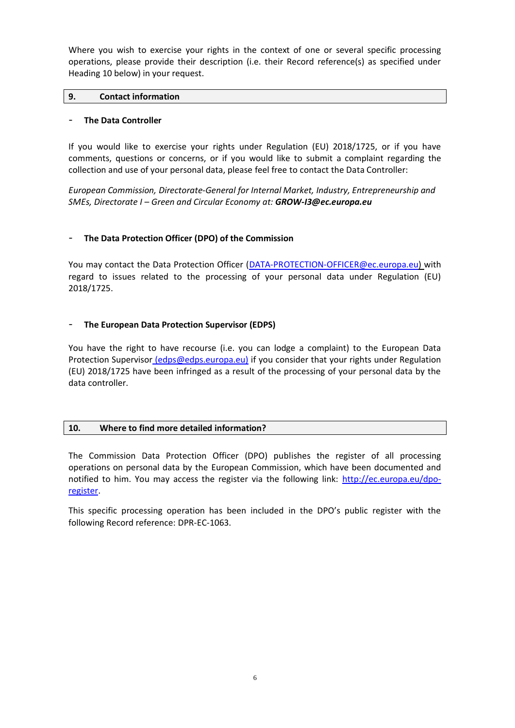Where you wish to exercise your rights in the context of one or several specific processing operations, please provide their description (i.e. their Record reference(s) as specified under Heading 10 below) in your request.

## 9. Contact information

- **The Data Controller**

If you would like to exercise your rights under Regulation (EU) 2018/1725, or if you have comments, questions or concerns, or if you would like to submit a complaint regarding the collection and use of your personal data, please feel free to contact the Data Controller:

*European Commission, Directorate-General for Internal Market, Industry, Entrepreneurship and SMEs, Directorate I – Green and Circular Economy at:* ***GROW-I3@ec.europa.eu***

- **The Data Protection Officer (DPO) of the Commission**

You may contact the Data Protection Officer (DATA-PROTECTION-OFFICER@ec.europa.eu) with regard to issues related to the processing of your personal data under Regulation (EU) 2018/1725.

- **The European Data Protection Supervisor (EDPS)**

You have the right to have recourse (i.e. you can lodge a complaint) to the European Data Protection Supervisor (edps@edps.europa.eu) if you consider that your rights under Regulation (EU) 2018/1725 have been infringed as a result of the processing of your personal data by the data controller.

## 10. Where to find more detailed information?

The Commission Data Protection Officer (DPO) publishes the register of all processing operations on personal data by the European Commission, which have been documented and notified to him. You may access the register via the following link: http://ec.europa.eu/dpo-register.

This specific processing operation has been included in the DPO's public register with the following Record reference: DPR-EC-1063.